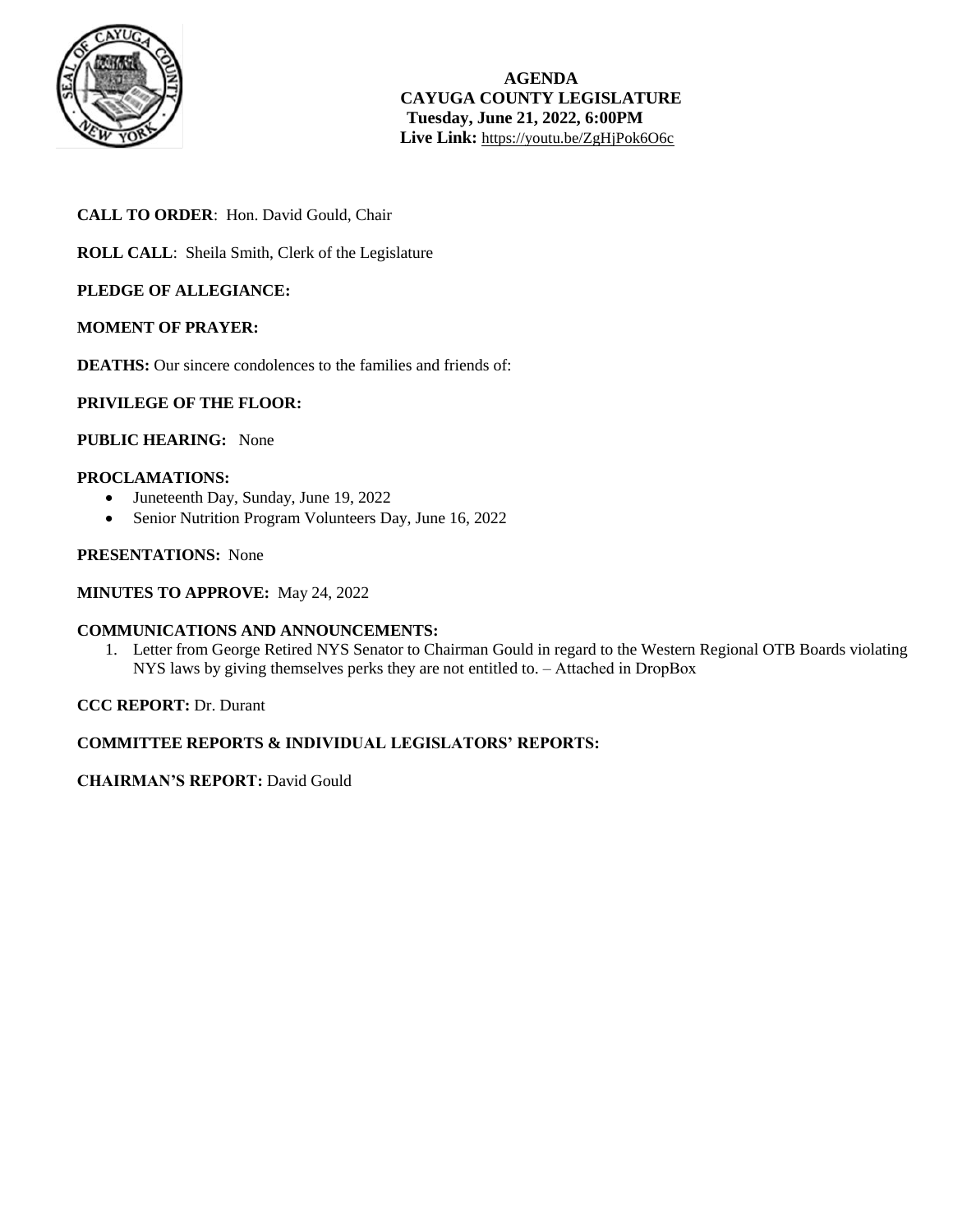# AGENDA
## CAYUGA COUNTY LEGISLATURE
**Tuesday, June 21, 2022, 6:00PM**

**Live Link:** https://youtu.be/ZgHjPok6O6c

**CALL TO ORDER**: Hon. David Gould, Chair

**ROLL CALL**: Sheila Smith, Clerk of the Legislature

**PLEDGE OF ALLEGIANCE:**

**MOMENT OF PRAYER:**

**DEATHS:** Our sincere condolences to the families and friends of:

**PRIVILEGE OF THE FLOOR:**

**PUBLIC HEARING:** None

**PROCLAMATIONS:**

- Juneteenth Day, Sunday, June 19, 2022
- Senior Nutrition Program Volunteers Day, June 16, 2022

**PRESENTATIONS:** None

**MINUTES TO APPROVE:** May 24, 2022

**COMMUNICATIONS AND ANNOUNCEMENTS:**

1. Letter from George Retired NYS Senator to Chairman Gould in regard to the Western Regional OTB Boards violating NYS laws by giving themselves perks they are not entitled to. – Attached in DropBox

**CCC REPORT:** Dr. Durant

**COMMITTEE REPORTS & INDIVIDUAL LEGISLATORS' REPORTS:**

**CHAIRMAN'S REPORT:** David Gould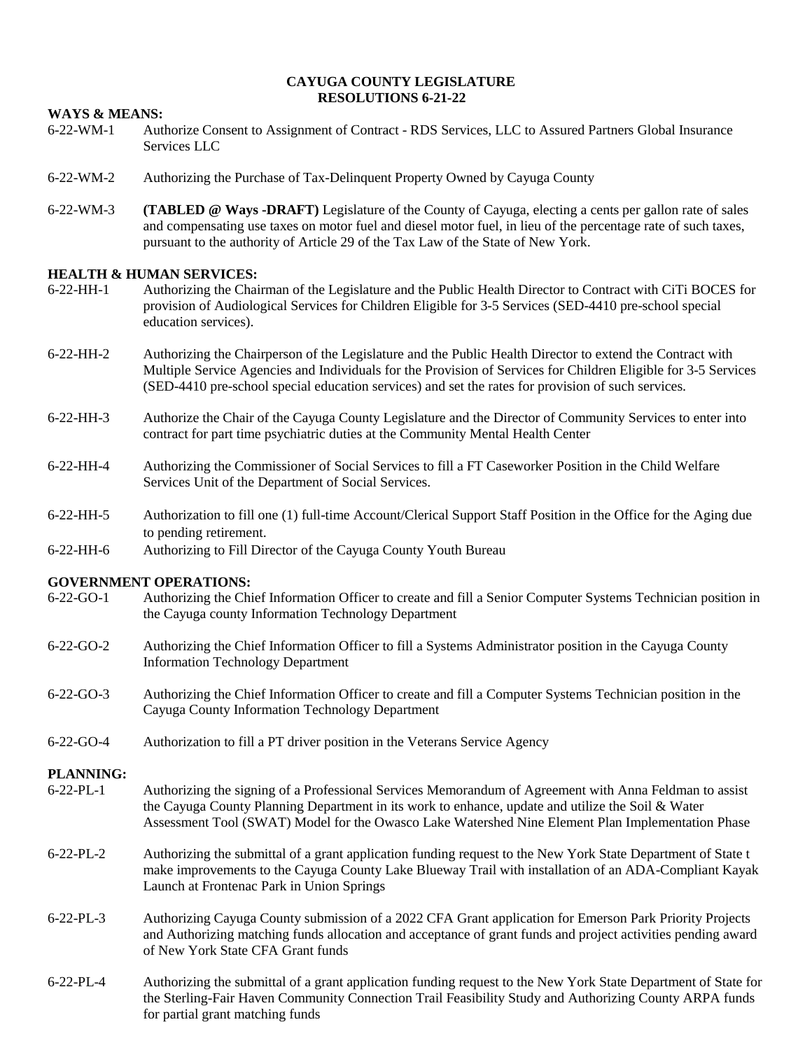# CAYUGA COUNTY LEGISLATURE
## RESOLUTIONS 6-21-22

**WAYS & MEANS:**

6-22-WM-1 Authorize Consent to Assignment of Contract - RDS Services, LLC to Assured Partners Global Insurance Services LLC

6-22-WM-2 Authorizing the Purchase of Tax-Delinquent Property Owned by Cayuga County

6-22-WM-3 **(TABLED @ Ways -DRAFT)** Legislature of the County of Cayuga, electing a cents per gallon rate of sales and compensating use taxes on motor fuel and diesel motor fuel, in lieu of the percentage rate of such taxes, pursuant to the authority of Article 29 of the Tax Law of the State of New York.

**HEALTH & HUMAN SERVICES:**

6-22-HH-1 Authorizing the Chairman of the Legislature and the Public Health Director to Contract with CiTi BOCES for provision of Audiological Services for Children Eligible for 3-5 Services (SED-4410 pre-school special education services).

6-22-HH-2 Authorizing the Chairperson of the Legislature and the Public Health Director to extend the Contract with Multiple Service Agencies and Individuals for the Provision of Services for Children Eligible for 3-5 Services (SED-4410 pre-school special education services) and set the rates for provision of such services.

6-22-HH-3 Authorize the Chair of the Cayuga County Legislature and the Director of Community Services to enter into contract for part time psychiatric duties at the Community Mental Health Center

6-22-HH-4 Authorizing the Commissioner of Social Services to fill a FT Caseworker Position in the Child Welfare Services Unit of the Department of Social Services.

6-22-HH-5 Authorization to fill one (1) full-time Account/Clerical Support Staff Position in the Office for the Aging due to pending retirement.

6-22-HH-6 Authorizing to Fill Director of the Cayuga County Youth Bureau

**GOVERNMENT OPERATIONS:**

6-22-GO-1 Authorizing the Chief Information Officer to create and fill a Senior Computer Systems Technician position in the Cayuga county Information Technology Department

6-22-GO-2 Authorizing the Chief Information Officer to fill a Systems Administrator position in the Cayuga County Information Technology Department

6-22-GO-3 Authorizing the Chief Information Officer to create and fill a Computer Systems Technician position in the Cayuga County Information Technology Department

6-22-GO-4 Authorization to fill a PT driver position in the Veterans Service Agency

**PLANNING:**

6-22-PL-1 Authorizing the signing of a Professional Services Memorandum of Agreement with Anna Feldman to assist the Cayuga County Planning Department in its work to enhance, update and utilize the Soil & Water Assessment Tool (SWAT) Model for the Owasco Lake Watershed Nine Element Plan Implementation Phase

6-22-PL-2 Authorizing the submittal of a grant application funding request to the New York State Department of State t make improvements to the Cayuga County Lake Blueway Trail with installation of an ADA-Compliant Kayak Launch at Frontenac Park in Union Springs

6-22-PL-3 Authorizing Cayuga County submission of a 2022 CFA Grant application for Emerson Park Priority Projects and Authorizing matching funds allocation and acceptance of grant funds and project activities pending award of New York State CFA Grant funds

6-22-PL-4 Authorizing the submittal of a grant application funding request to the New York State Department of State for the Sterling-Fair Haven Community Connection Trail Feasibility Study and Authorizing County ARPA funds for partial grant matching funds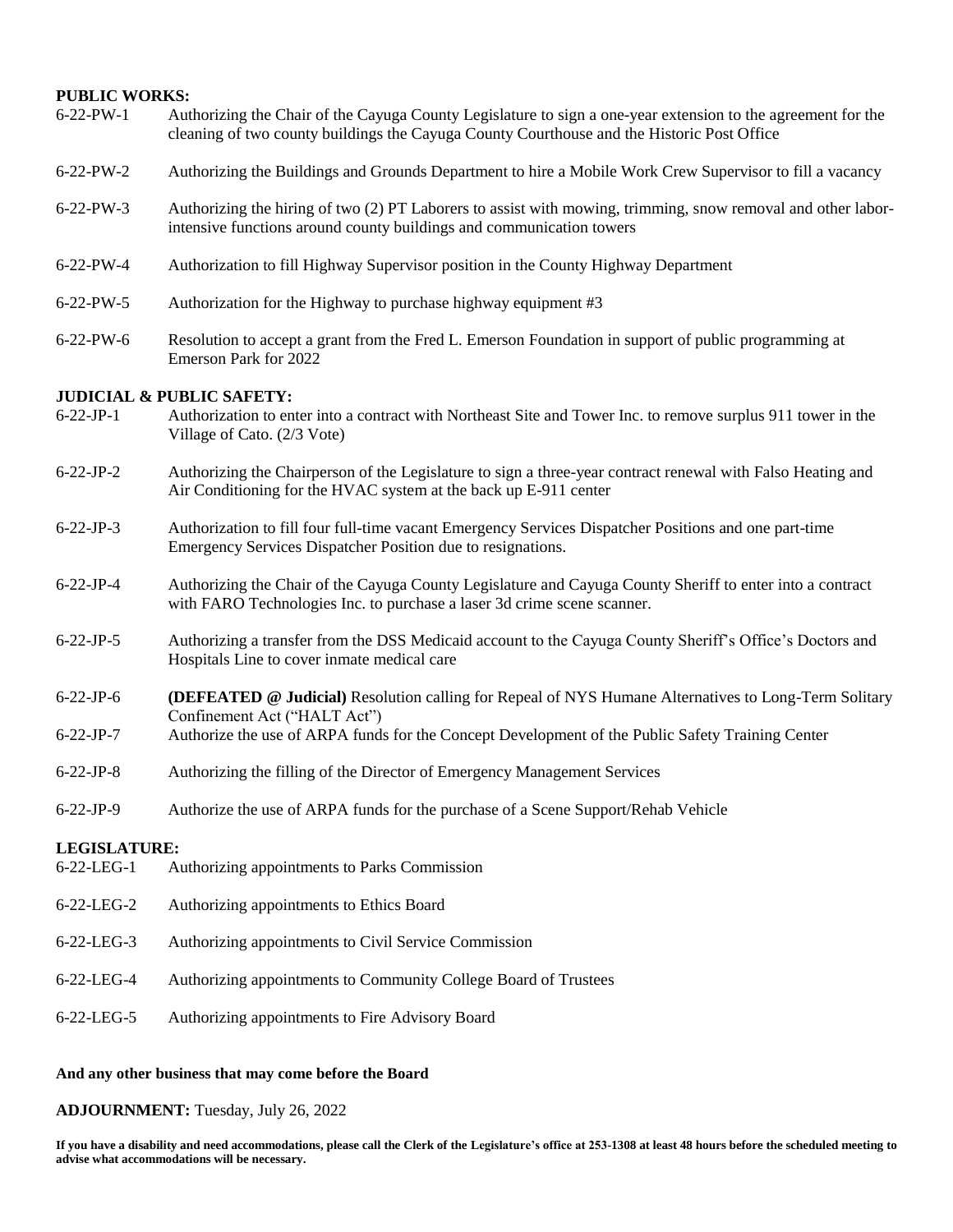**PUBLIC WORKS:**

6-22-PW-1 Authorizing the Chair of the Cayuga County Legislature to sign a one-year extension to the agreement for the cleaning of two county buildings the Cayuga County Courthouse and the Historic Post Office

6-22-PW-2 Authorizing the Buildings and Grounds Department to hire a Mobile Work Crew Supervisor to fill a vacancy

6-22-PW-3 Authorizing the hiring of two (2) PT Laborers to assist with mowing, trimming, snow removal and other labor-intensive functions around county buildings and communication towers

6-22-PW-4 Authorization to fill Highway Supervisor position in the County Highway Department

6-22-PW-5 Authorization for the Highway to purchase highway equipment #3

6-22-PW-6 Resolution to accept a grant from the Fred L. Emerson Foundation in support of public programming at Emerson Park for 2022

**JUDICIAL & PUBLIC SAFETY:**

6-22-JP-1 Authorization to enter into a contract with Northeast Site and Tower Inc. to remove surplus 911 tower in the Village of Cato. (2/3 Vote)

6-22-JP-2 Authorizing the Chairperson of the Legislature to sign a three-year contract renewal with Falso Heating and Air Conditioning for the HVAC system at the back up E-911 center

6-22-JP-3 Authorization to fill four full-time vacant Emergency Services Dispatcher Positions and one part-time Emergency Services Dispatcher Position due to resignations.

6-22-JP-4 Authorizing the Chair of the Cayuga County Legislature and Cayuga County Sheriff to enter into a contract with FARO Technologies Inc. to purchase a laser 3d crime scene scanner.

6-22-JP-5 Authorizing a transfer from the DSS Medicaid account to the Cayuga County Sheriff's Office's Doctors and Hospitals Line to cover inmate medical care

6-22-JP-6 **(DEFEATED @ Judicial)** Resolution calling for Repeal of NYS Humane Alternatives to Long-Term Solitary Confinement Act ("HALT Act")

6-22-JP-7 Authorize the use of ARPA funds for the Concept Development of the Public Safety Training Center

6-22-JP-8 Authorizing the filling of the Director of Emergency Management Services

6-22-JP-9 Authorize the use of ARPA funds for the purchase of a Scene Support/Rehab Vehicle

**LEGISLATURE:**

6-22-LEG-1 Authorizing appointments to Parks Commission

6-22-LEG-2 Authorizing appointments to Ethics Board

6-22-LEG-3 Authorizing appointments to Civil Service Commission

6-22-LEG-4 Authorizing appointments to Community College Board of Trustees

6-22-LEG-5 Authorizing appointments to Fire Advisory Board

**And any other business that may come before the Board**

**ADJOURNMENT:** Tuesday, July 26, 2022

**If you have a disability and need accommodations, please call the Clerk of the Legislature's office at 253-1308 at least 48 hours before the scheduled meeting to advise what accommodations will be necessary.**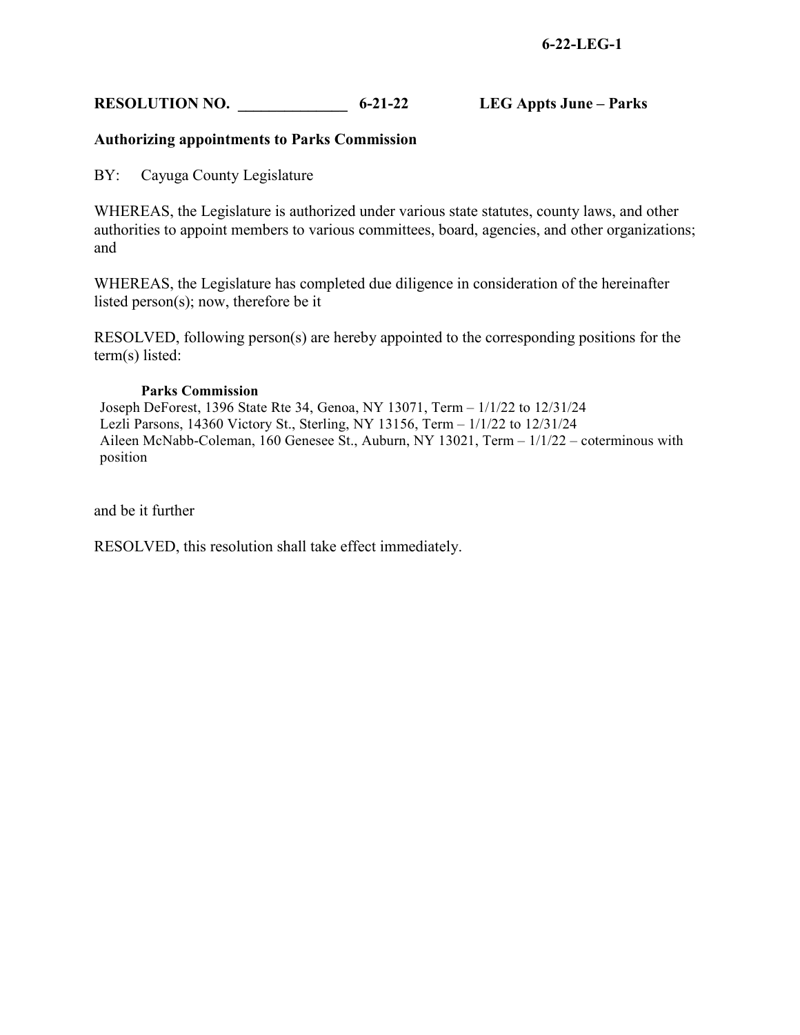**6-22-LEG-1**

**RESOLUTION NO. ______________ 6-21-22 LEG Appts June – Parks**

**Authorizing appointments to Parks Commission**

BY: Cayuga County Legislature

WHEREAS, the Legislature is authorized under various state statutes, county laws, and other authorities to appoint members to various committees, board, agencies, and other organizations; and

WHEREAS, the Legislature has completed due diligence in consideration of the hereinafter listed person(s); now, therefore be it

RESOLVED, following person(s) are hereby appointed to the corresponding positions for the term(s) listed:

**Parks Commission**

Joseph DeForest, 1396 State Rte 34, Genoa, NY 13071, Term – 1/1/22 to 12/31/24
Lezli Parsons, 14360 Victory St., Sterling, NY 13156, Term – 1/1/22 to 12/31/24
Aileen McNabb-Coleman, 160 Genesee St., Auburn, NY 13021, Term – 1/1/22 – coterminous with position

and be it further

RESOLVED, this resolution shall take effect immediately.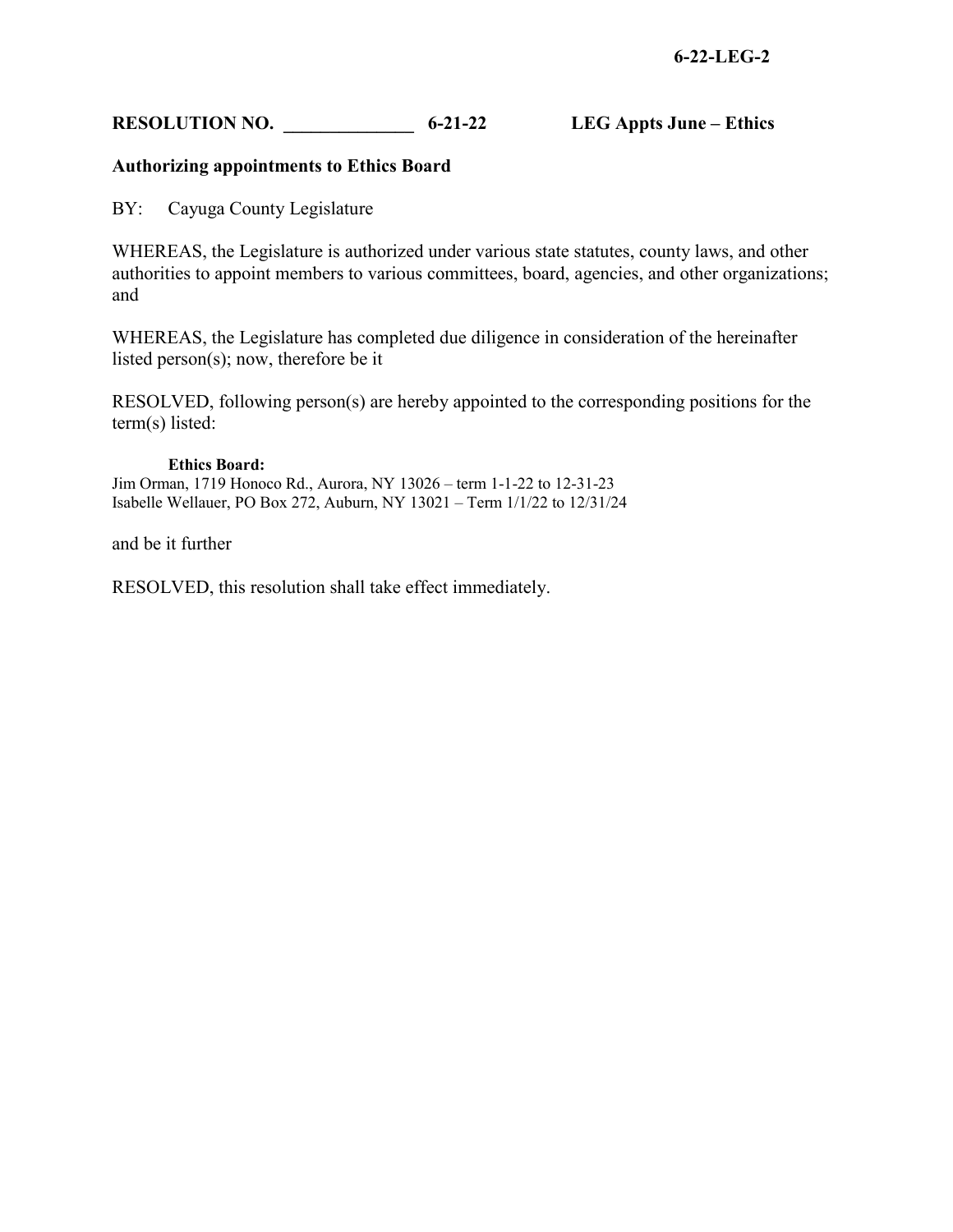**6-22-LEG-2**

**RESOLUTION NO. ______________ 6-21-22 LEG Appts June – Ethics**

**Authorizing appointments to Ethics Board**

BY: Cayuga County Legislature

WHEREAS, the Legislature is authorized under various state statutes, county laws, and other authorities to appoint members to various committees, board, agencies, and other organizations; and

WHEREAS, the Legislature has completed due diligence in consideration of the hereinafter listed person(s); now, therefore be it

RESOLVED, following person(s) are hereby appointed to the corresponding positions for the term(s) listed:

**Ethics Board:**

Jim Orman, 1719 Honoco Rd., Aurora, NY 13026 – term 1-1-22 to 12-31-23
Isabelle Wellauer, PO Box 272, Auburn, NY 13021 – Term 1/1/22 to 12/31/24

and be it further

RESOLVED, this resolution shall take effect immediately.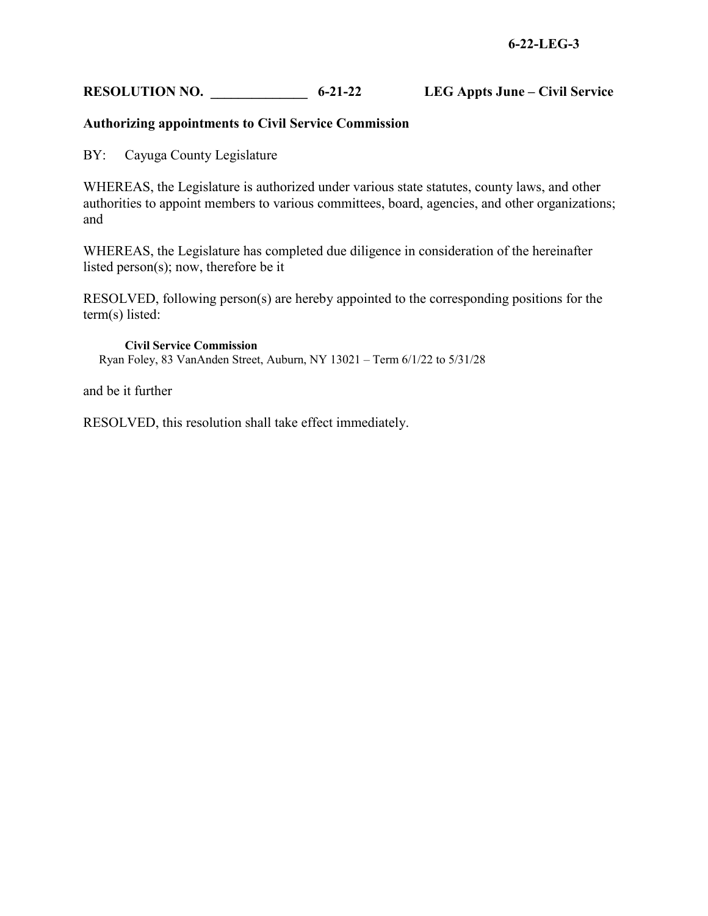**6-22-LEG-3**

**RESOLUTION NO. ______________ 6-21-22 LEG Appts June – Civil Service**

**Authorizing appointments to Civil Service Commission**

BY: Cayuga County Legislature

WHEREAS, the Legislature is authorized under various state statutes, county laws, and other authorities to appoint members to various committees, board, agencies, and other organizations; and

WHEREAS, the Legislature has completed due diligence in consideration of the hereinafter listed person(s); now, therefore be it

RESOLVED, following person(s) are hereby appointed to the corresponding positions for the term(s) listed:

**Civil Service Commission**
Ryan Foley, 83 VanAnden Street, Auburn, NY 13021 – Term 6/1/22 to 5/31/28

and be it further

RESOLVED, this resolution shall take effect immediately.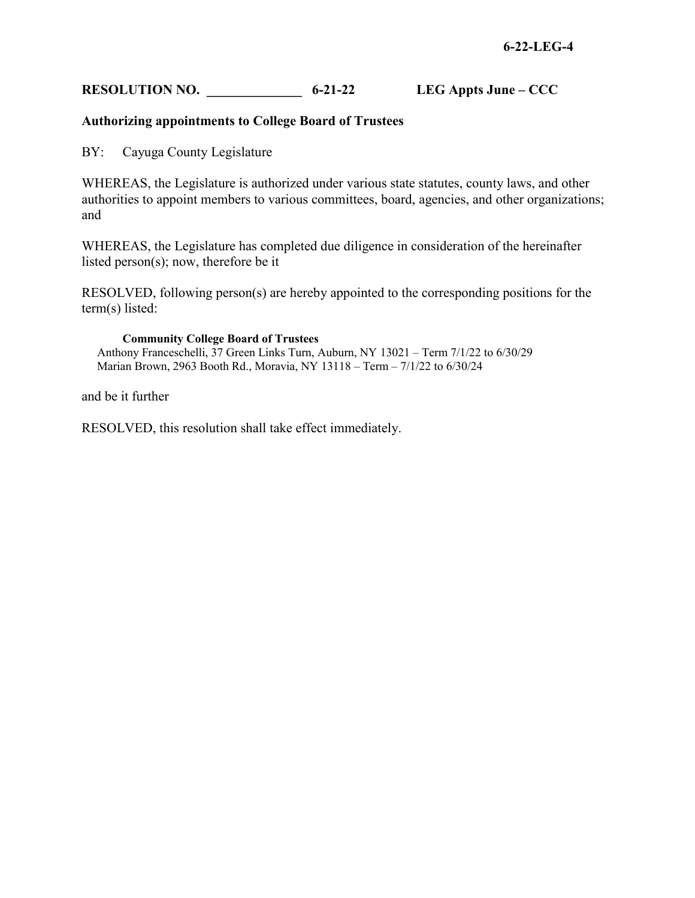**6-22-LEG-4**

**RESOLUTION NO. \_\_\_\_\_\_\_\_\_\_\_\_\_\_ 6-21-22 LEG Appts June – CCC**

**Authorizing appointments to College Board of Trustees**

BY: Cayuga County Legislature

WHEREAS, the Legislature is authorized under various state statutes, county laws, and other authorities to appoint members to various committees, board, agencies, and other organizations; and

WHEREAS, the Legislature has completed due diligence in consideration of the hereinafter listed person(s); now, therefore be it

RESOLVED, following person(s) are hereby appointed to the corresponding positions for the term(s) listed:

**Community College Board of Trustees**
Anthony Franceschelli, 37 Green Links Turn, Auburn, NY 13021 – Term 7/1/22 to 6/30/29
Marian Brown, 2963 Booth Rd., Moravia, NY 13118 – Term – 7/1/22 to 6/30/24

and be it further

RESOLVED, this resolution shall take effect immediately.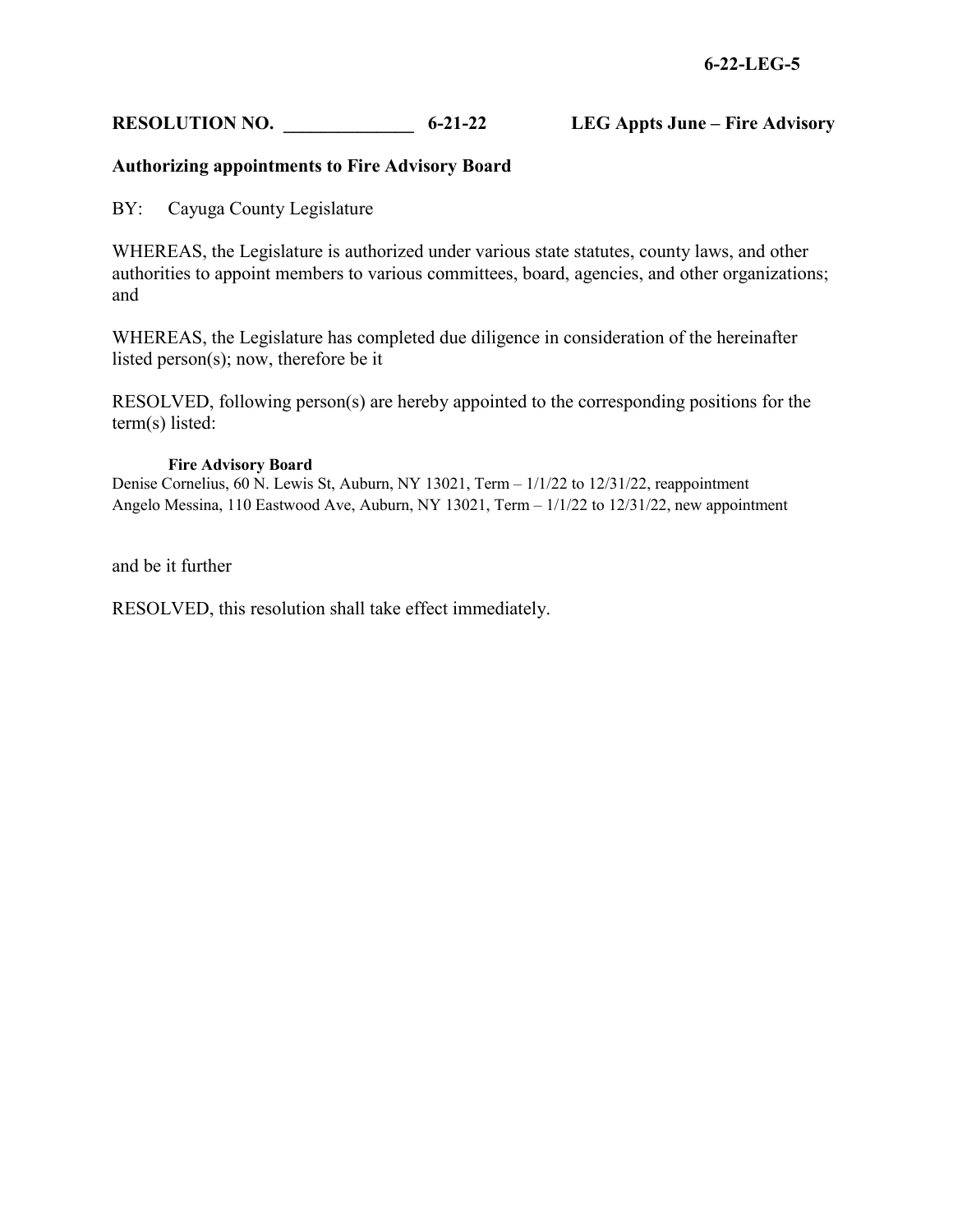**6-22-LEG-5**

**RESOLUTION NO. ______________ 6-21-22 LEG Appts June – Fire Advisory**

**Authorizing appointments to Fire Advisory Board**

BY: Cayuga County Legislature

WHEREAS, the Legislature is authorized under various state statutes, county laws, and other authorities to appoint members to various committees, board, agencies, and other organizations; and

WHEREAS, the Legislature has completed due diligence in consideration of the hereinafter listed person(s); now, therefore be it

RESOLVED, following person(s) are hereby appointed to the corresponding positions for the term(s) listed:

**Fire Advisory Board**

Denise Cornelius, 60 N. Lewis St, Auburn, NY 13021, Term – 1/1/22 to 12/31/22, reappointment
Angelo Messina, 110 Eastwood Ave, Auburn, NY 13021, Term – 1/1/22 to 12/31/22, new appointment

and be it further

RESOLVED, this resolution shall take effect immediately.